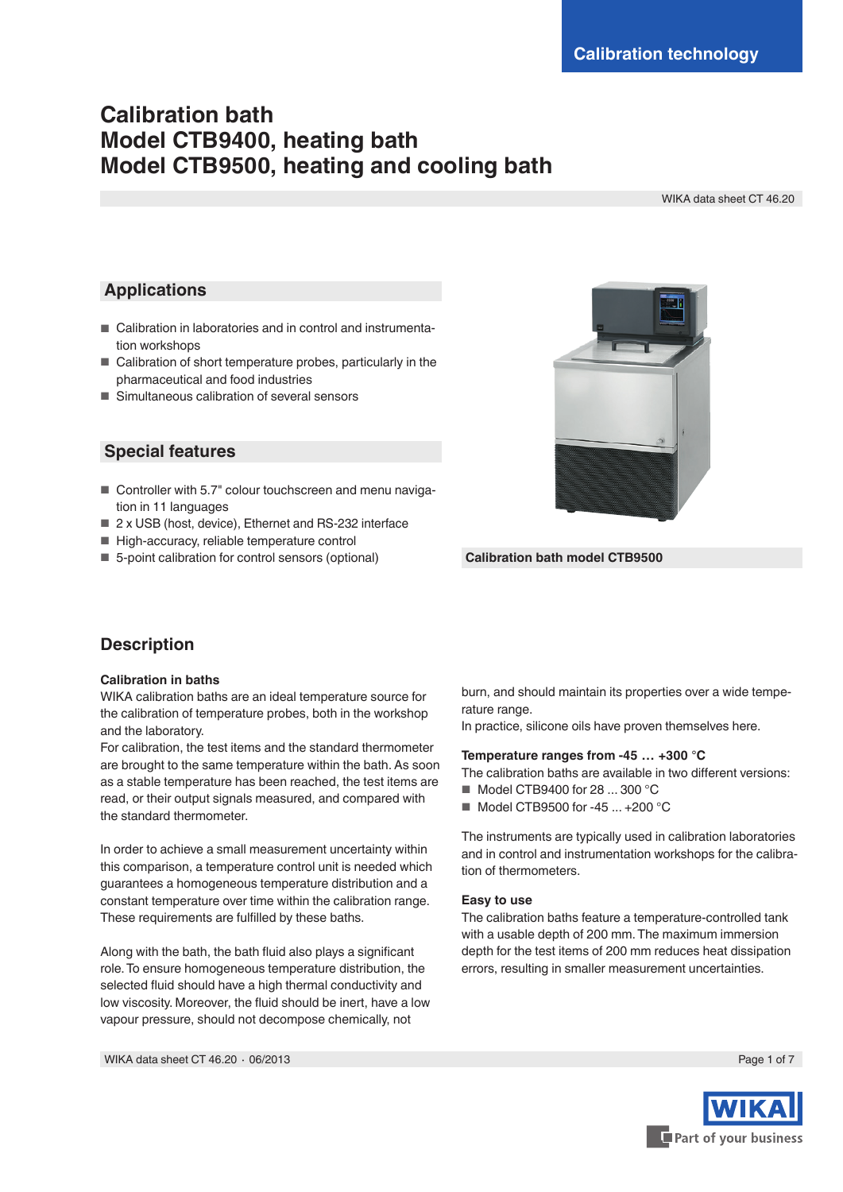Calibration technology

# Calibration bath
# Model CTB9400, heating bath
# Model CTB9500, heating and cooling bath

WIKA data sheet CT 46.20

## Applications

- Calibration in laboratories and in control and instrumentation workshops
- Calibration of short temperature probes, particularly in the pharmaceutical and food industries
- Simultaneous calibration of several sensors

## Special features

- Controller with 5.7" colour touchscreen and menu navigation in 11 languages
- 2 x USB (host, device), Ethernet and RS-232 interface
- High-accuracy, reliable temperature control
- 5-point calibration for control sensors (optional)

Calibration bath model CTB9500

## Description

### Calibration in baths

WIKA calibration baths are an ideal temperature source for the calibration of temperature probes, both in the workshop and the laboratory.
For calibration, the test items and the standard thermometer are brought to the same temperature within the bath. As soon as a stable temperature has been reached, the test items are read, or their output signals measured, and compared with the standard thermometer.

In order to achieve a small measurement uncertainty within this comparison, a temperature control unit is needed which guarantees a homogeneous temperature distribution and a constant temperature over time within the calibration range. These requirements are fulfilled by these baths.

Along with the bath, the bath fluid also plays a significant role. To ensure homogeneous temperature distribution, the selected fluid should have a high thermal conductivity and low viscosity. Moreover, the fluid should be inert, have a low vapour pressure, should not decompose chemically, not burn, and should maintain its properties over a wide temperature range.
In practice, silicone oils have proven themselves here.

### Temperature ranges from -45 … +300 °C

The calibration baths are available in two different versions:

- Model CTB9400 for 28 ... 300 °C
- Model CTB9500 for -45 ... +200 °C

The instruments are typically used in calibration laboratories and in control and instrumentation workshops for the calibration of thermometers.

### Easy to use

The calibration baths feature a temperature-controlled tank with a usable depth of 200 mm. The maximum immersion depth for the test items of 200 mm reduces heat dissipation errors, resulting in smaller measurement uncertainties.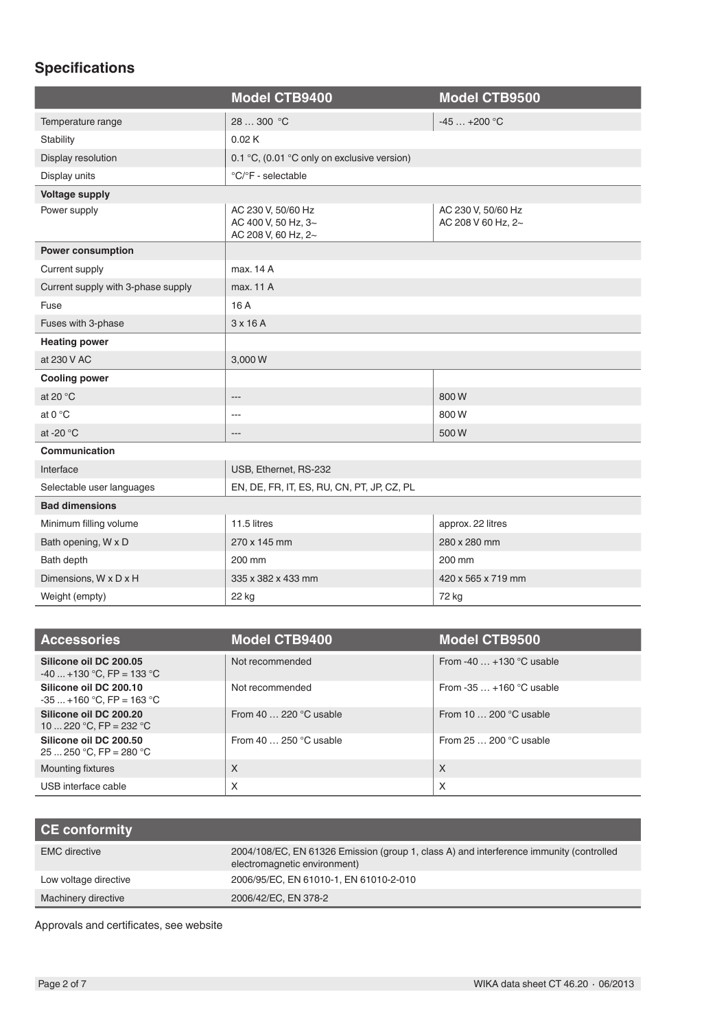## Specifications

| | Model CTB9400 | Model CTB9500 |
|---|---|---|
| Temperature range | 28 … 300 °C | -45 … +200 °C |
| Stability | 0.02 K | |
| Display resolution | 0.1 °C, (0.01 °C only on exclusive version) | |
| Display units | °C/°F - selectable | |
| **Voltage supply** | | |
| Power supply | AC 230 V, 50/60 Hz<br>AC 400 V, 50 Hz, 3~<br>AC 208 V, 60 Hz, 2~ | AC 230 V, 50/60 Hz<br>AC 208 V 60 Hz, 2~ |
| **Power consumption** | | |
| Current supply | max. 14 A | |
| Current supply with 3-phase supply | max. 11 A | |
| Fuse | 16 A | |
| Fuses with 3-phase | 3 x 16 A | |
| **Heating power** | | |
| at 230 V AC | 3,000 W | |
| **Cooling power** | | |
| at 20 °C | --- | 800 W |
| at 0 °C | --- | 800 W |
| at -20 °C | --- | 500 W |
| **Communication** | | |
| Interface | USB, Ethernet, RS-232 | |
| Selectable user languages | EN, DE, FR, IT, ES, RU, CN, PT, JP, CZ, PL | |
| **Bad dimensions** | | |
| Minimum filling volume | 11.5 litres | approx. 22 litres |
| Bath opening, W x D | 270 x 145 mm | 280 x 280 mm |
| Bath depth | 200 mm | 200 mm |
| Dimensions, W x D x H | 335 x 382 x 433 mm | 420 x 565 x 719 mm |
| Weight (empty) | 22 kg | 72 kg |

| Accessories | Model CTB9400 | Model CTB9500 |
|---|---|---|
| **Silicone oil DC 200.05**<br>-40 ... +130 °C, FP = 133 °C | Not recommended | From -40 … +130 °C usable |
| **Silicone oil DC 200.10**<br>-35 ... +160 °C, FP = 163 °C | Not recommended | From -35 … +160 °C usable |
| **Silicone oil DC 200.20**<br>10 ... 220 °C, FP = 232 °C | From 40 … 220 °C usable | From 10 … 200 °C usable |
| **Silicone oil DC 200.50**<br>25 ... 250 °C, FP = 280 °C | From 40 … 250 °C usable | From 25 … 200 °C usable |
| Mounting fixtures | X | X |
| USB interface cable | X | X |

| CE conformity | |
|---|---|
| EMC directive | 2004/108/EC, EN 61326 Emission (group 1, class A) and interference immunity (controlled electromagnetic environment) |
| Low voltage directive | 2006/95/EC, EN 61010-1, EN 61010-2-010 |
| Machinery directive | 2006/42/EC, EN 378-2 |

Approvals and certificates, see website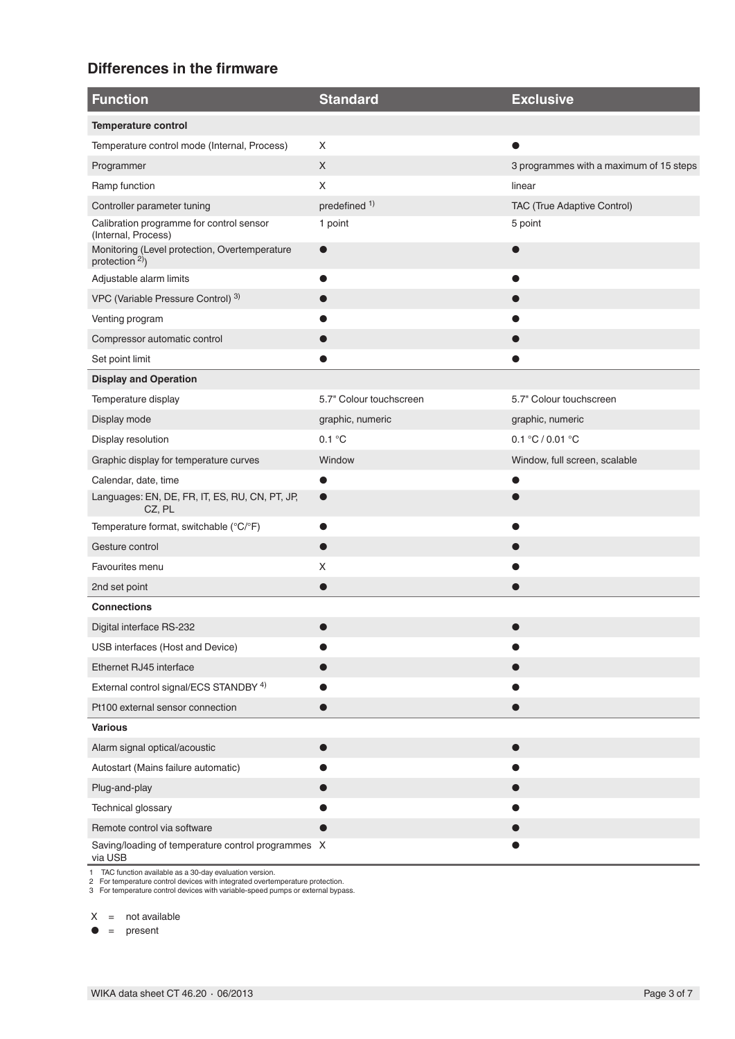## Differences in the firmware

| Function | Standard | Exclusive |
|---|---|---|
| **Temperature control** | | |
| Temperature control mode (Internal, Process) | X | ● |
| Programmer | X | 3 programmes with a maximum of 15 steps |
| Ramp function | X | linear |
| Controller parameter tuning | predefined [1] | TAC (True Adaptive Control) |
| Calibration programme for control sensor (Internal, Process) | 1 point | 5 point |
| Monitoring (Level protection, Overtemperature protection [2]) | ● | ● |
| Adjustable alarm limits | ● | ● |
| VPC (Variable Pressure Control) [3] | ● | ● |
| Venting program | ● | ● |
| Compressor automatic control | ● | ● |
| Set point limit | ● | ● |
| **Display and Operation** | | |
| Temperature display | 5.7" Colour touchscreen | 5.7" Colour touchscreen |
| Display mode | graphic, numeric | graphic, numeric |
| Display resolution | 0.1 °C | 0.1 °C / 0.01 °C |
| Graphic display for temperature curves | Window | Window, full screen, scalable |
| Calendar, date, time | ● | ● |
| Languages: EN, DE, FR, IT, ES, RU, CN, PT, JP, CZ, PL | ● | ● |
| Temperature format, switchable (°C/°F) | ● | ● |
| Gesture control | ● | ● |
| Favourites menu | X | ● |
| 2nd set point | ● | ● |
| **Connections** | | |
| Digital interface RS-232 | ● | ● |
| USB interfaces (Host and Device) | ● | ● |
| Ethernet RJ45 interface | ● | ● |
| External control signal/ECS STANDBY [4] | ● | ● |
| Pt100 external sensor connection | ● | ● |
| **Various** | | |
| Alarm signal optical/acoustic | ● | ● |
| Autostart (Mains failure automatic) | ● | ● |
| Plug-and-play | ● | ● |
| Technical glossary | ● | ● |
| Remote control via software | ● | ● |
| Saving/loading of temperature control programmes via USB | X | ● |

1 TAC function available as a 30-day evaluation version.
2 For temperature control devices with integrated overtemperature protection.
3 For temperature control devices with variable-speed pumps or external bypass.

X = not available
● = present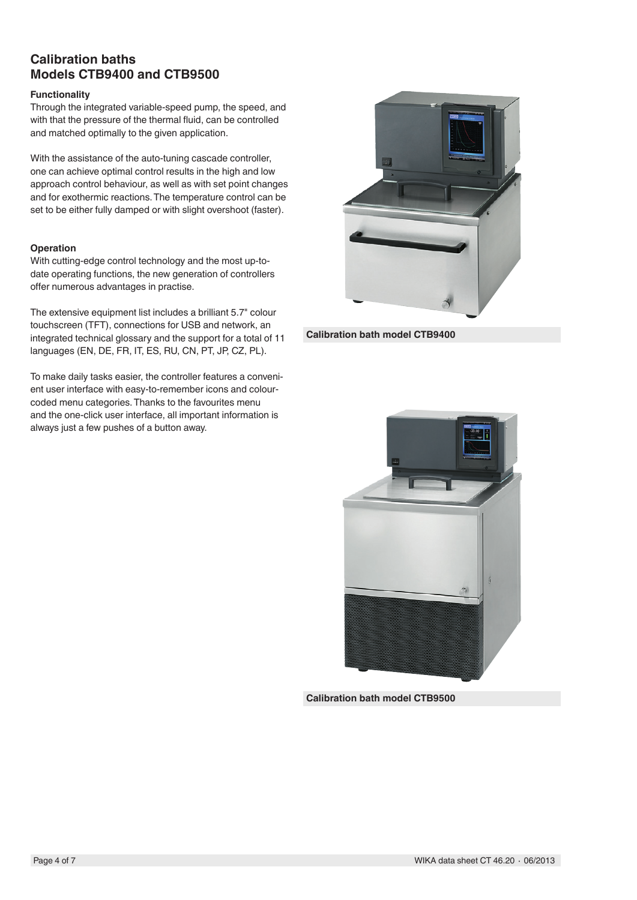## Calibration baths
## Models CTB9400 and CTB9500

**Functionality**

Through the integrated variable-speed pump, the speed, and with that the pressure of the thermal fluid, can be controlled and matched optimally to the given application.

With the assistance of the auto-tuning cascade controller, one can achieve optimal control results in the high and low approach control behaviour, as well as with set point changes and for exothermic reactions. The temperature control can be set to be either fully damped or with slight overshoot (faster).

**Operation**

With cutting-edge control technology and the most up-to-date operating functions, the new generation of controllers offer numerous advantages in practise.

The extensive equipment list includes a brilliant 5.7" colour touchscreen (TFT), connections for USB and network, an integrated technical glossary and the support for a total of 11 languages (EN, DE, FR, IT, ES, RU, CN, PT, JP, CZ, PL).

To make daily tasks easier, the controller features a convenient user interface with easy-to-remember icons and colour-coded menu categories. Thanks to the favourites menu and the one-click user interface, all important information is always just a few pushes of a button away.

**Calibration bath model CTB9400**

**Calibration bath model CTB9500**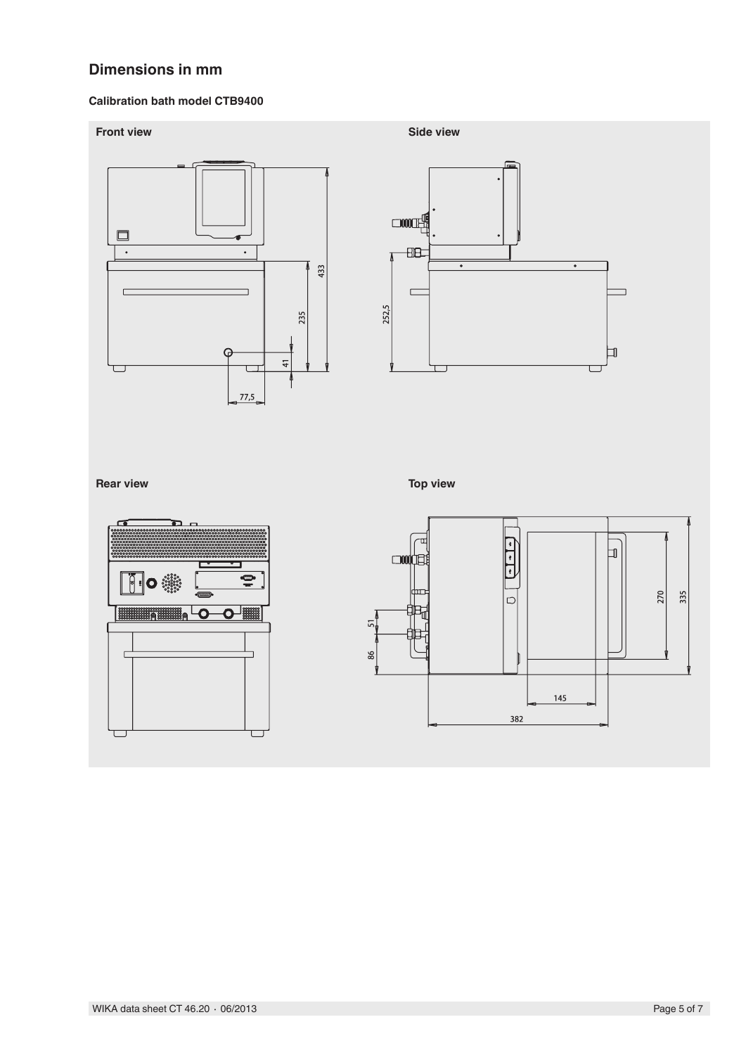## Dimensions in mm

### Calibration bath model CTB9400

**Front view**

**Side view**

**Rear view**

**Top view**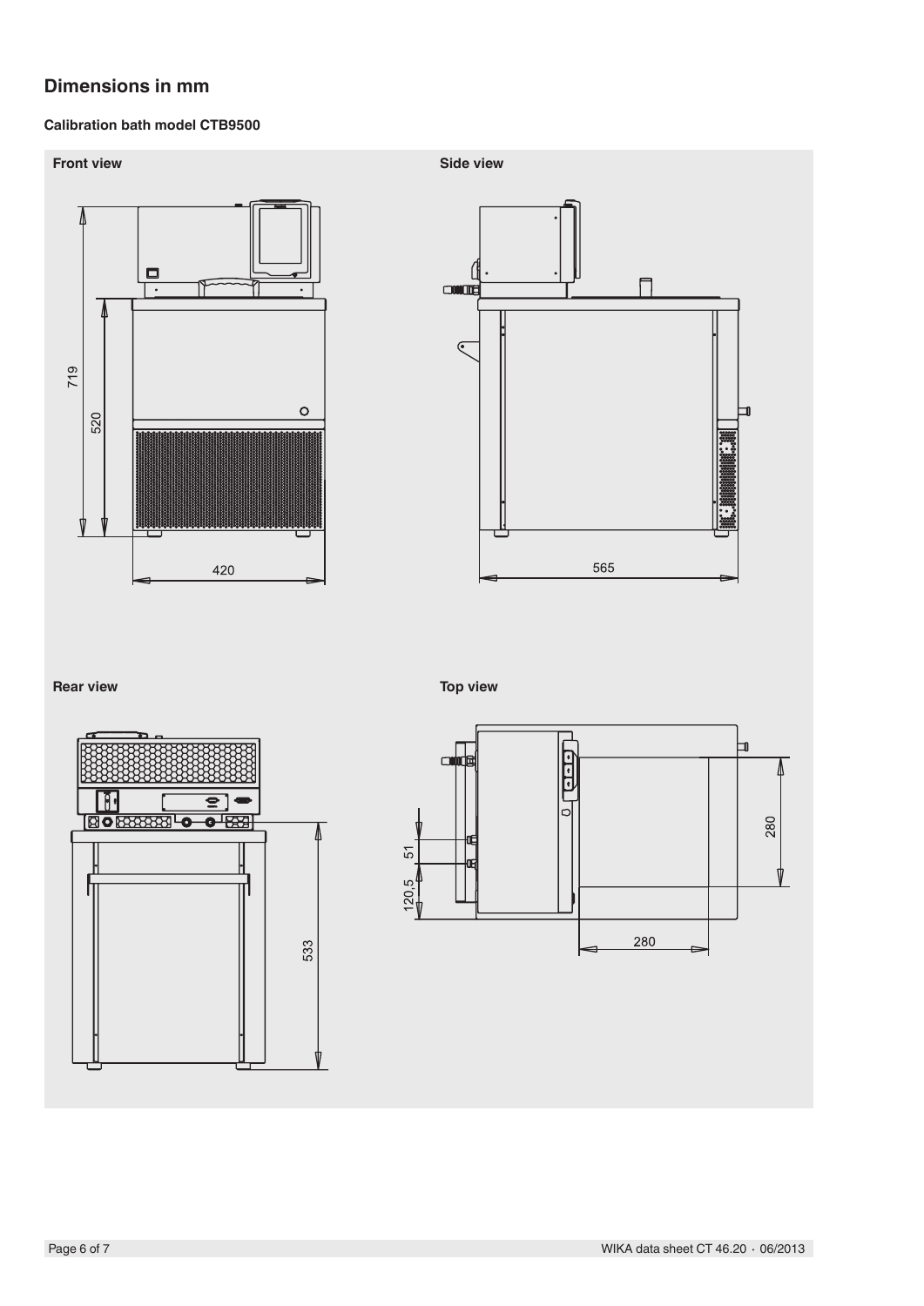## Dimensions in mm

### Calibration bath model CTB9500

**Front view**

719

520

420

**Side view**

565

**Rear view**

533

**Top view**

51

120,5

280

280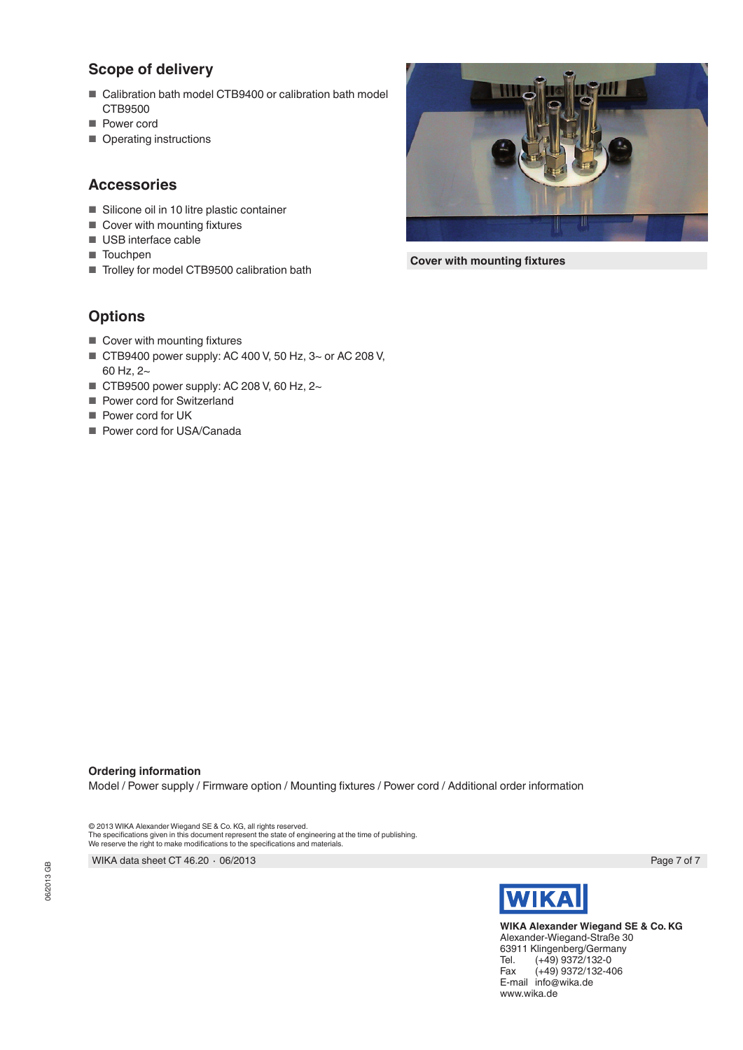## Scope of delivery

- Calibration bath model CTB9400 or calibration bath model CTB9500
- Power cord
- Operating instructions

## Accessories

- Silicone oil in 10 litre plastic container
- Cover with mounting fixtures
- USB interface cable
- Touchpen
- Trolley for model CTB9500 calibration bath

Cover with mounting fixtures

## Options

- Cover with mounting fixtures
- CTB9400 power supply: AC 400 V, 50 Hz, 3~ or AC 208 V, 60 Hz, 2~
- CTB9500 power supply: AC 208 V, 60 Hz, 2~
- Power cord for Switzerland
- Power cord for UK
- Power cord for USA/Canada

**Ordering information**

Model / Power supply / Firmware option / Mounting fixtures / Power cord / Additional order information

© 2013 WIKA Alexander Wiegand SE & Co. KG, all rights reserved.
The specifications given in this document represent the state of engineering at the time of publishing.
We reserve the right to make modifications to the specifications and materials.

WIKA data sheet CT 46.20 · 06/2013

**WIKA Alexander Wiegand SE & Co. KG**
Alexander-Wiegand-Straße 30
63911 Klingenberg/Germany
Tel. (+49) 9372/132-0
Fax (+49) 9372/132-406
E-mail info@wika.de
www.wika.de